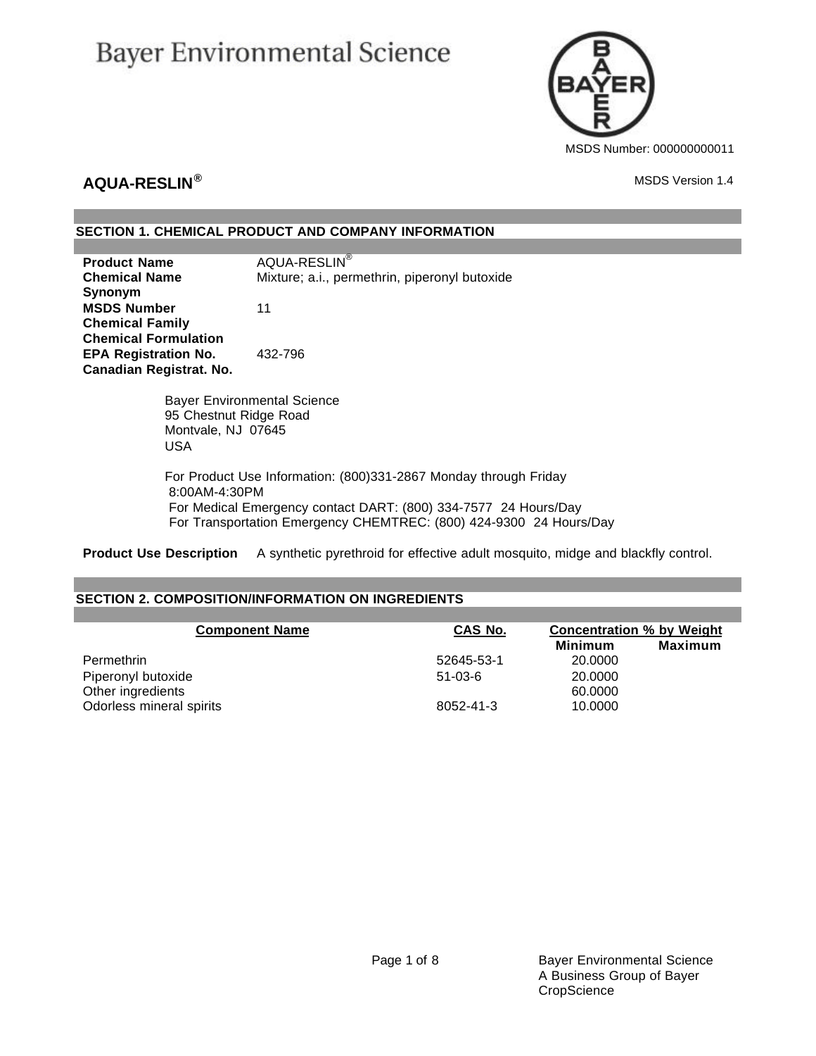# Bayer Environmental Science

MSDS Number: 000000000011

## AQUA-RESLIN®

MSDS Version 1.4

## SECTION 1. CHEMICAL PRODUCT AND COMPANY INFORMATION

| | |
|---|---|
| **Product Name** | AQUA-RESLIN® |
| **Chemical Name** | Mixture; a.i., permethrin, piperonyl butoxide |
| **Synonym** | |
| **MSDS Number** | 11 |
| **Chemical Family** | |
| **Chemical Formulation** | |
| **EPA Registration No.** | 432-796 |
| **Canadian Registrat. No.** | |

Bayer Environmental Science
95 Chestnut Ridge Road
Montvale, NJ 07645
USA

For Product Use Information: (800)331-2867 Monday through Friday 8:00AM-4:30PM
For Medical Emergency contact DART: (800) 334-7577 24 Hours/Day
For Transportation Emergency CHEMTREC: (800) 424-9300 24 Hours/Day

**Product Use Description** A synthetic pyrethroid for effective adult mosquito, midge and blackfly control.

## SECTION 2. COMPOSITION/INFORMATION ON INGREDIENTS

| Component Name | CAS No. | Concentration % by Weight Minimum | Maximum |
|---|---|---|---|
| Permethrin | 52645-53-1 | 20.0000 | |
| Piperonyl butoxide | 51-03-6 | 20.0000 | |
| Other ingredients | | 60.0000 | |
| Odorless mineral spirits | 8052-41-3 | 10.0000 | |

Bayer Environmental Science
A Business Group of Bayer CropScience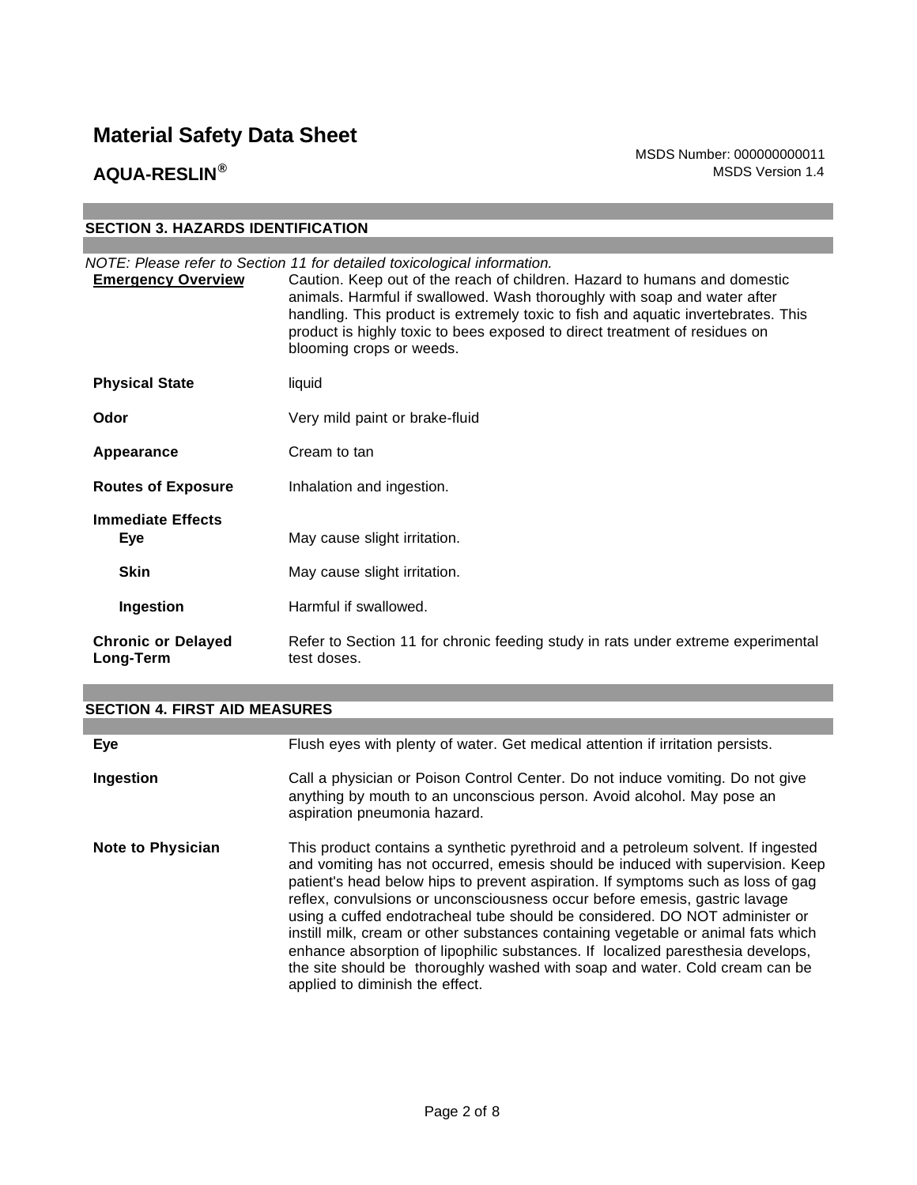# Material Safety Data Sheet

## AQUA-RESLIN®

MSDS Number: 000000000011
MSDS Version 1.4

## SECTION 3. HAZARDS IDENTIFICATION

*NOTE: Please refer to Section 11 for detailed toxicological information.*

| | |
|---|---|
| **Emergency Overview** | Caution. Keep out of the reach of children. Hazard to humans and domestic animals. Harmful if swallowed. Wash thoroughly with soap and water after handling. This product is extremely toxic to fish and aquatic invertebrates. This product is highly toxic to bees exposed to direct treatment of residues on blooming crops or weeds. |
| **Physical State** | liquid |
| **Odor** | Very mild paint or brake-fluid |
| **Appearance** | Cream to tan |
| **Routes of Exposure** | Inhalation and ingestion. |
| **Immediate Effects** | |
| **Eye** | May cause slight irritation. |
| **Skin** | May cause slight irritation. |
| **Ingestion** | Harmful if swallowed. |
| **Chronic or Delayed Long-Term** | Refer to Section 11 for chronic feeding study in rats under extreme experimental test doses. |

## SECTION 4. FIRST AID MEASURES

| | |
|---|---|
| **Eye** | Flush eyes with plenty of water. Get medical attention if irritation persists. |
| **Ingestion** | Call a physician or Poison Control Center. Do not induce vomiting. Do not give anything by mouth to an unconscious person. Avoid alcohol. May pose an aspiration pneumonia hazard. |
| **Note to Physician** | This product contains a synthetic pyrethroid and a petroleum solvent. If ingested and vomiting has not occurred, emesis should be induced with supervision. Keep patient's head below hips to prevent aspiration. If symptoms such as loss of gag reflex, convulsions or unconsciousness occur before emesis, gastric lavage using a cuffed endotracheal tube should be considered. DO NOT administer or instill milk, cream or other substances containing vegetable or animal fats which enhance absorption of lipophilic substances. If localized paresthesia develops, the site should be thoroughly washed with soap and water. Cold cream can be applied to diminish the effect. |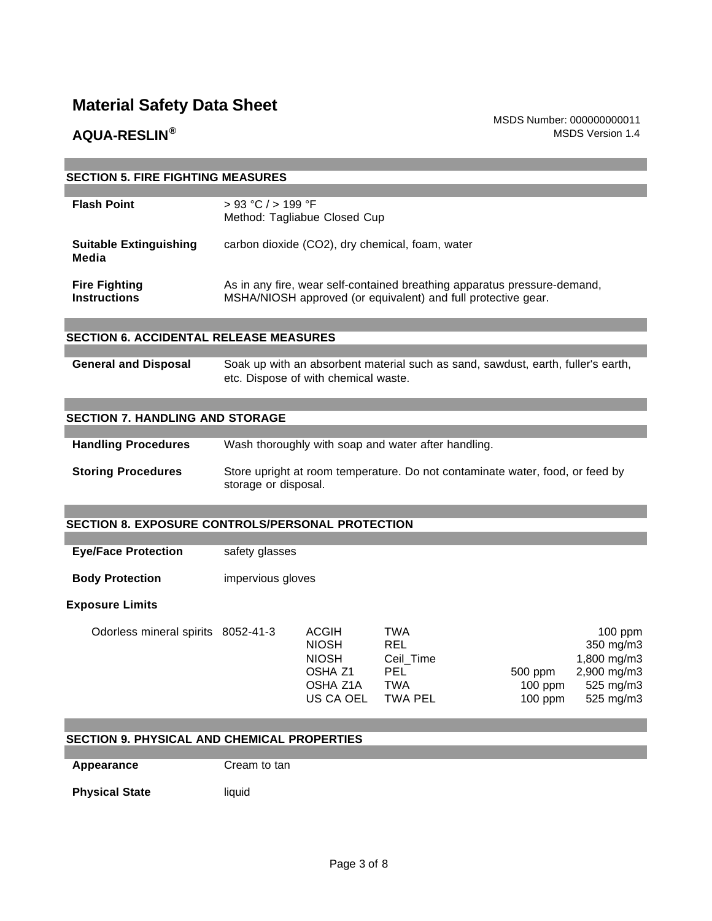# Material Safety Data Sheet

## AQUA-RESLIN®

MSDS Number: 000000000011
MSDS Version 1.4

## SECTION 5. FIRE FIGHTING MEASURES

**Flash Point**
> 93 °C / > 199 °F
Method: Tagliabue Closed Cup

**Suitable Extinguishing Media**
carbon dioxide ($CO_2$), dry chemical, foam, water

**Fire Fighting Instructions**
As in any fire, wear self-contained breathing apparatus pressure-demand, MSHA/NIOSH approved (or equivalent) and full protective gear.

## SECTION 6. ACCIDENTAL RELEASE MEASURES

**General and Disposal**
Soak up with an absorbent material such as sand, sawdust, earth, fuller's earth, etc. Dispose of with chemical waste.

## SECTION 7. HANDLING AND STORAGE

**Handling Procedures**
Wash thoroughly with soap and water after handling.

**Storing Procedures**
Store upright at room temperature. Do not contaminate water, food, or feed by storage or disposal.

## SECTION 8. EXPOSURE CONTROLS/PERSONAL PROTECTION

**Eye/Face Protection**
safety glasses

**Body Protection**
impervious gloves

**Exposure Limits**

| | | | | | |
|---|---|---|---|---|---|
| Odorless mineral spirits | 8052-41-3 | ACGIH | TWA | | 100 ppm |
| | | NIOSH | REL | | 350 mg/m3 |
| | | NIOSH | Ceil_Time | | 1,800 mg/m3 |
| | | OSHA Z1 | PEL | 500 ppm | 2,900 mg/m3 |
| | | OSHA Z1A | TWA | 100 ppm | 525 mg/m3 |
| | | US CA OEL | TWA PEL | 100 ppm | 525 mg/m3 |

## SECTION 9. PHYSICAL AND CHEMICAL PROPERTIES

**Appearance**
Cream to tan

**Physical State**
liquid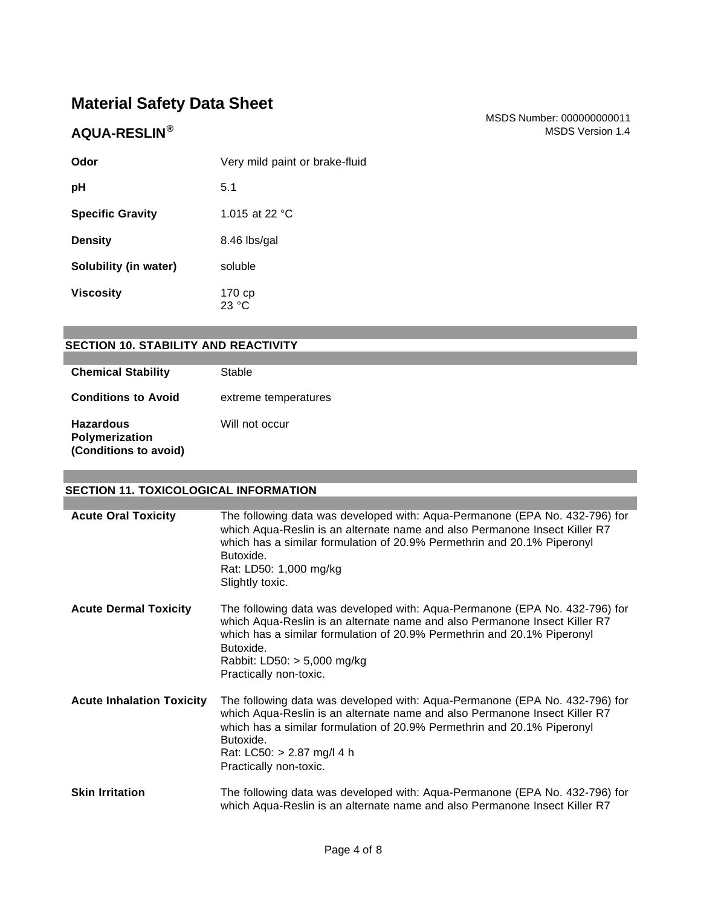| | |
|---|---|
| **Odor** | Very mild paint or brake-fluid |
| **pH** | 5.1 |
| **Specific Gravity** | 1.015 at 22 °C |
| **Density** | 8.46 lbs/gal |
| **Solubility (in water)** | soluble |
| **Viscosity** | 170 cp<br>23 °C |

## SECTION 10. STABILITY AND REACTIVITY

| | |
|---|---|
| **Chemical Stability** | Stable |
| **Conditions to Avoid** | extreme temperatures |
| **Hazardous Polymerization (Conditions to avoid)** | Will not occur |

## SECTION 11. TOXICOLOGICAL INFORMATION

| | |
|---|---|
| **Acute Oral Toxicity** | The following data was developed with: Aqua-Permanone (EPA No. 432-796) for which Aqua-Reslin is an alternate name and also Permanone Insect Killer R7 which has a similar formulation of 20.9% Permethrin and 20.1% Piperonyl Butoxide.<br>Rat: LD50: 1,000 mg/kg<br>Slightly toxic. |
| **Acute Dermal Toxicity** | The following data was developed with: Aqua-Permanone (EPA No. 432-796) for which Aqua-Reslin is an alternate name and also Permanone Insect Killer R7 which has a similar formulation of 20.9% Permethrin and 20.1% Piperonyl Butoxide.<br>Rabbit: LD50: > 5,000 mg/kg<br>Practically non-toxic. |
| **Acute Inhalation Toxicity** | The following data was developed with: Aqua-Permanone (EPA No. 432-796) for which Aqua-Reslin is an alternate name and also Permanone Insect Killer R7 which has a similar formulation of 20.9% Permethrin and 20.1% Piperonyl Butoxide.<br>Rat: LC50: > 2.87 mg/l 4 h<br>Practically non-toxic. |
| **Skin Irritation** | The following data was developed with: Aqua-Permanone (EPA No. 432-796) for which Aqua-Reslin is an alternate name and also Permanone Insect Killer R7 |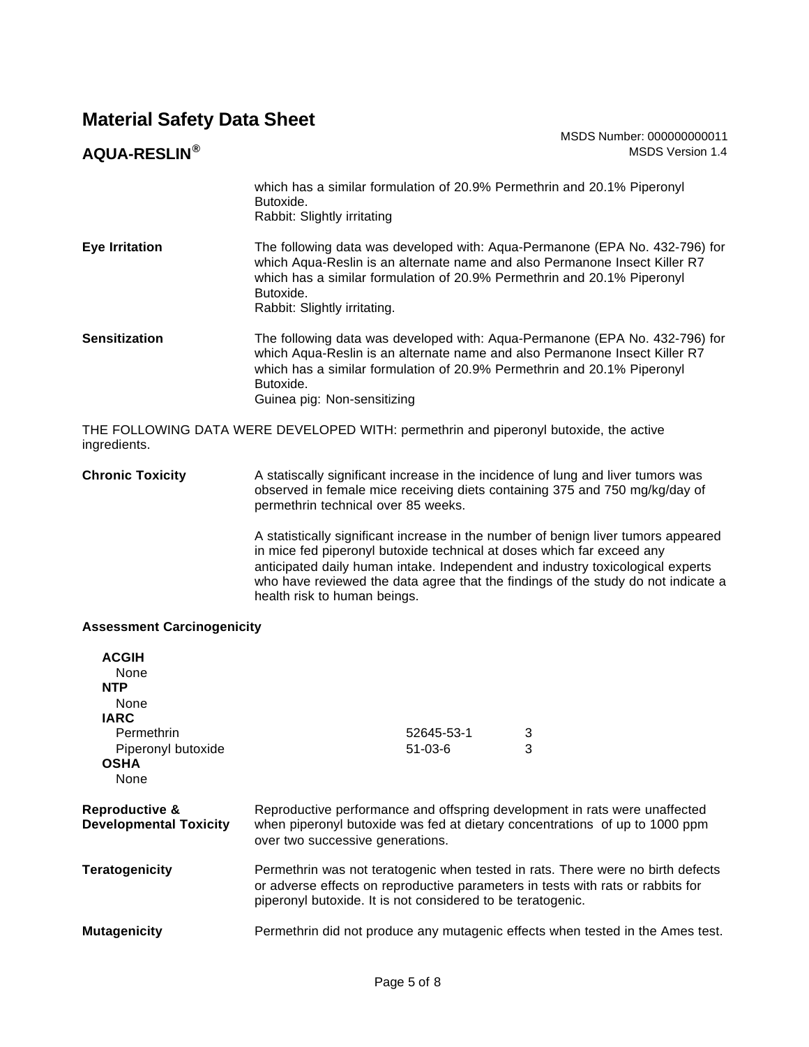which has a similar formulation of 20.9% Permethrin and 20.1% Piperonyl Butoxide.
Rabbit: Slightly irritating

**Eye Irritation** — The following data was developed with: Aqua-Permanone (EPA No. 432-796) for which Aqua-Reslin is an alternate name and also Permanone Insect Killer R7 which has a similar formulation of 20.9% Permethrin and 20.1% Piperonyl Butoxide.
Rabbit: Slightly irritating.

**Sensitization** — The following data was developed with: Aqua-Permanone (EPA No. 432-796) for which Aqua-Reslin is an alternate name and also Permanone Insect Killer R7 which has a similar formulation of 20.9% Permethrin and 20.1% Piperonyl Butoxide.
Guinea pig: Non-sensitizing

THE FOLLOWING DATA WERE DEVELOPED WITH: permethrin and piperonyl butoxide, the active ingredients.

**Chronic Toxicity** — A statiscally significant increase in the incidence of lung and liver tumors was observed in female mice receiving diets containing 375 and 750 mg/kg/day of permethrin technical over 85 weeks.

A statistically significant increase in the number of benign liver tumors appeared in mice fed piperonyl butoxide technical at doses which far exceed any anticipated daily human intake. Independent and industry toxicological experts who have reviewed the data agree that the findings of the study do not indicate a health risk to human beings.

**Assessment Carcinogenicity**

**ACGIH**
None
**NTP**
None
**IARC**

| | | |
|---|---|---|
| Permethrin | 52645-53-1 | 3 |
| Piperonyl butoxide | 51-03-6 | 3 |

**OSHA**
None

**Reproductive & Developmental Toxicity** — Reproductive performance and offspring development in rats were unaffected when piperonyl butoxide was fed at dietary concentrations of up to 1000 ppm over two successive generations.

**Teratogenicity** — Permethrin was not teratogenic when tested in rats. There were no birth defects or adverse effects on reproductive parameters in tests with rats or rabbits for piperonyl butoxide. It is not considered to be teratogenic.

**Mutagenicity** — Permethrin did not produce any mutagenic effects when tested in the Ames test.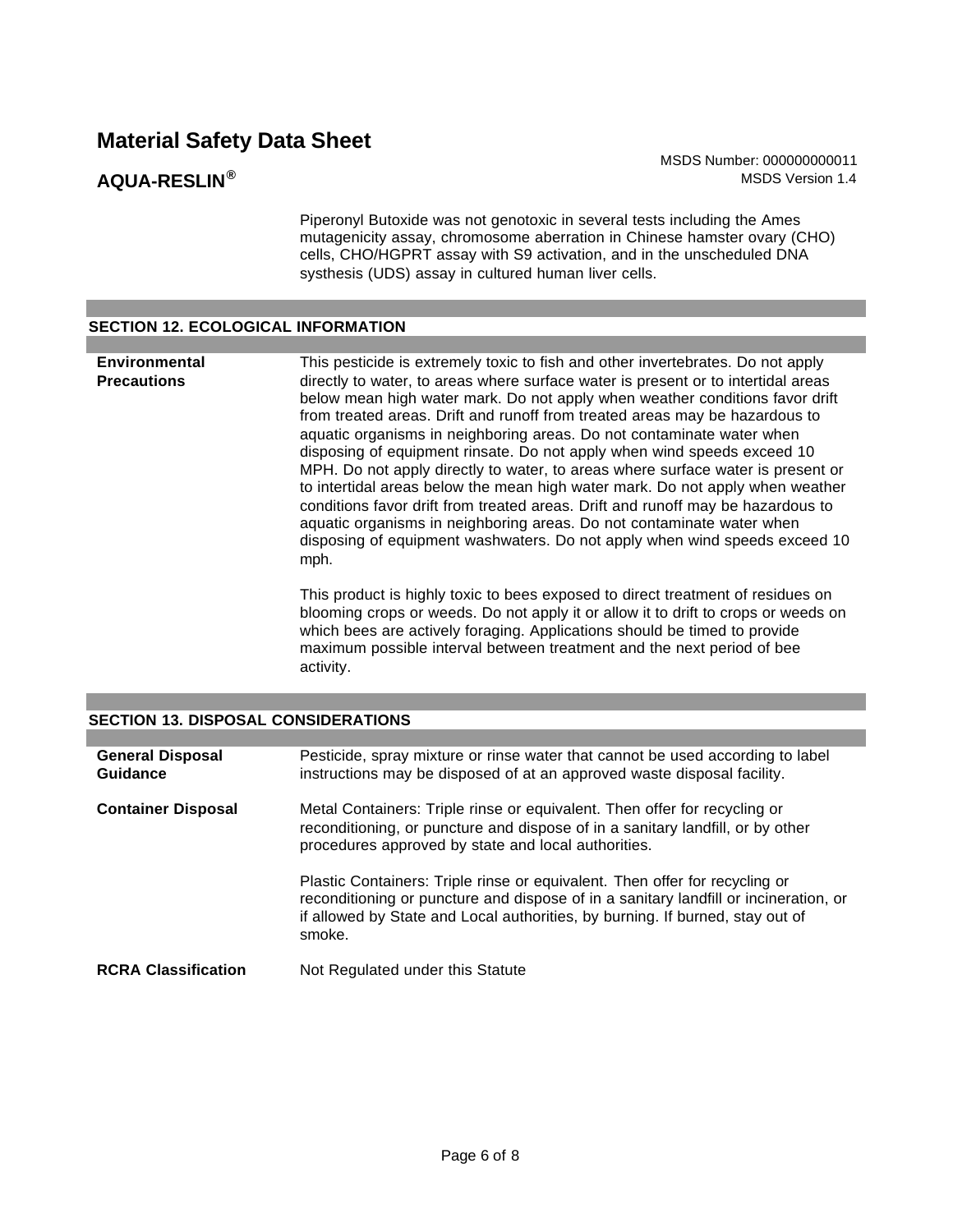Piperonyl Butoxide was not genotoxic in several tests including the Ames mutagenicity assay, chromosome aberration in Chinese hamster ovary (CHO) cells, CHO/HGPRT assay with S9 activation, and in the unscheduled DNA systhesis (UDS) assay in cultured human liver cells.

## SECTION 12. ECOLOGICAL INFORMATION

**Environmental Precautions**

This pesticide is extremely toxic to fish and other invertebrates. Do not apply directly to water, to areas where surface water is present or to intertidal areas below mean high water mark. Do not apply when weather conditions favor drift from treated areas. Drift and runoff from treated areas may be hazardous to aquatic organisms in neighboring areas. Do not contaminate water when disposing of equipment rinsate. Do not apply when wind speeds exceed 10 MPH. Do not apply directly to water, to areas where surface water is present or to intertidal areas below the mean high water mark. Do not apply when weather conditions favor drift from treated areas. Drift and runoff may be hazardous to aquatic organisms in neighboring areas. Do not contaminate water when disposing of equipment washwaters. Do not apply when wind speeds exceed 10 mph.

This product is highly toxic to bees exposed to direct treatment of residues on blooming crops or weeds. Do not apply it or allow it to drift to crops or weeds on which bees are actively foraging. Applications should be timed to provide maximum possible interval between treatment and the next period of bee activity.

## SECTION 13. DISPOSAL CONSIDERATIONS

**General Disposal Guidance**

Pesticide, spray mixture or rinse water that cannot be used according to label instructions may be disposed of at an approved waste disposal facility.

**Container Disposal**

Metal Containers: Triple rinse or equivalent. Then offer for recycling or reconditioning, or puncture and dispose of in a sanitary landfill, or by other procedures approved by state and local authorities.

Plastic Containers: Triple rinse or equivalent. Then offer for recycling or reconditioning or puncture and dispose of in a sanitary landfill or incineration, or if allowed by State and Local authorities, by burning. If burned, stay out of smoke.

**RCRA Classification**

Not Regulated under this Statute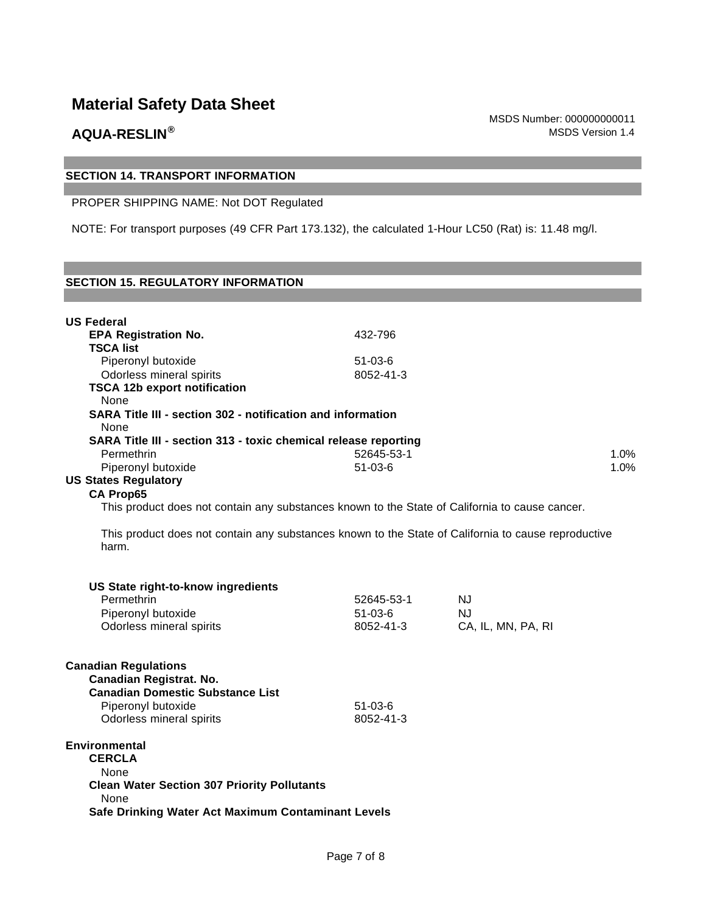# Material Safety Data Sheet

## AQUA-RESLIN®

MSDS Number: 000000000011
MSDS Version 1.4

## SECTION 14. TRANSPORT INFORMATION

PROPER SHIPPING NAME: Not DOT Regulated

NOTE: For transport purposes (49 CFR Part 173.132), the calculated 1-Hour LC50 (Rat) is: 11.48 mg/l.

## SECTION 15. REGULATORY INFORMATION

**US Federal**

**EPA Registration No.** 432-796

**TSCA list**

| | |
|---|---|
| Piperonyl butoxide | 51-03-6 |
| Odorless mineral spirits | 8052-41-3 |

**TSCA 12b export notification**

None

**SARA Title III - section 302 - notification and information**

None

**SARA Title III - section 313 - toxic chemical release reporting**

| | | |
|---|---|---|
| Permethrin | 52645-53-1 | 1.0% |
| Piperonyl butoxide | 51-03-6 | 1.0% |

**US States Regulatory**

**CA Prop65**

This product does not contain any substances known to the State of California to cause cancer.

This product does not contain any substances known to the State of California to cause reproductive harm.

**US State right-to-know ingredients**

| | | |
|---|---|---|
| Permethrin | 52645-53-1 | NJ |
| Piperonyl butoxide | 51-03-6 | NJ |
| Odorless mineral spirits | 8052-41-3 | CA, IL, MN, PA, RI |

**Canadian Regulations**

**Canadian Registrat. No.**

**Canadian Domestic Substance List**

| | |
|---|---|
| Piperonyl butoxide | 51-03-6 |
| Odorless mineral spirits | 8052-41-3 |

**Environmental**

**CERCLA**

None

**Clean Water Section 307 Priority Pollutants**

None

**Safe Drinking Water Act Maximum Contaminant Levels**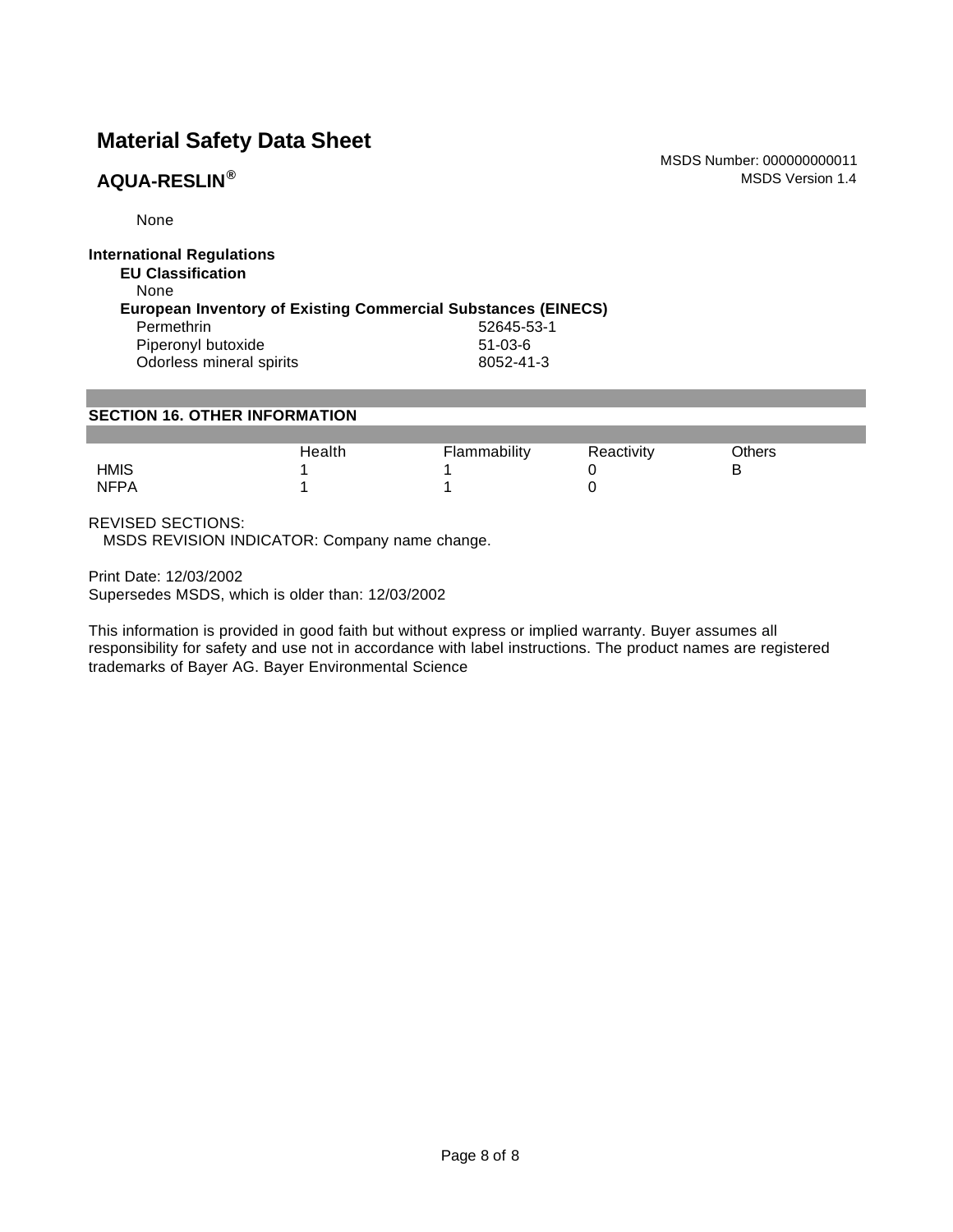# Material Safety Data Sheet

## AQUA-RESLIN®

MSDS Number: 000000000011
MSDS Version 1.4

None

**International Regulations**

**EU Classification**

None

**European Inventory of Existing Commercial Substances (EINECS)**

| | |
|---|---|
| Permethrin | 52645-53-1 |
| Piperonyl butoxide | 51-03-6 |
| Odorless mineral spirits | 8052-41-3 |

## SECTION 16. OTHER INFORMATION

| | Health | Flammability | Reactivity | Others |
|---|---|---|---|---|
| HMIS | 1 | 1 | 0 | B |
| NFPA | 1 | 1 | 0 | |

REVISED SECTIONS:
MSDS REVISION INDICATOR: Company name change.

Print Date: 12/03/2002
Supersedes MSDS, which is older than: 12/03/2002

This information is provided in good faith but without express or implied warranty. Buyer assumes all responsibility for safety and use not in accordance with label instructions. The product names are registered trademarks of Bayer AG. Bayer Environmental Science